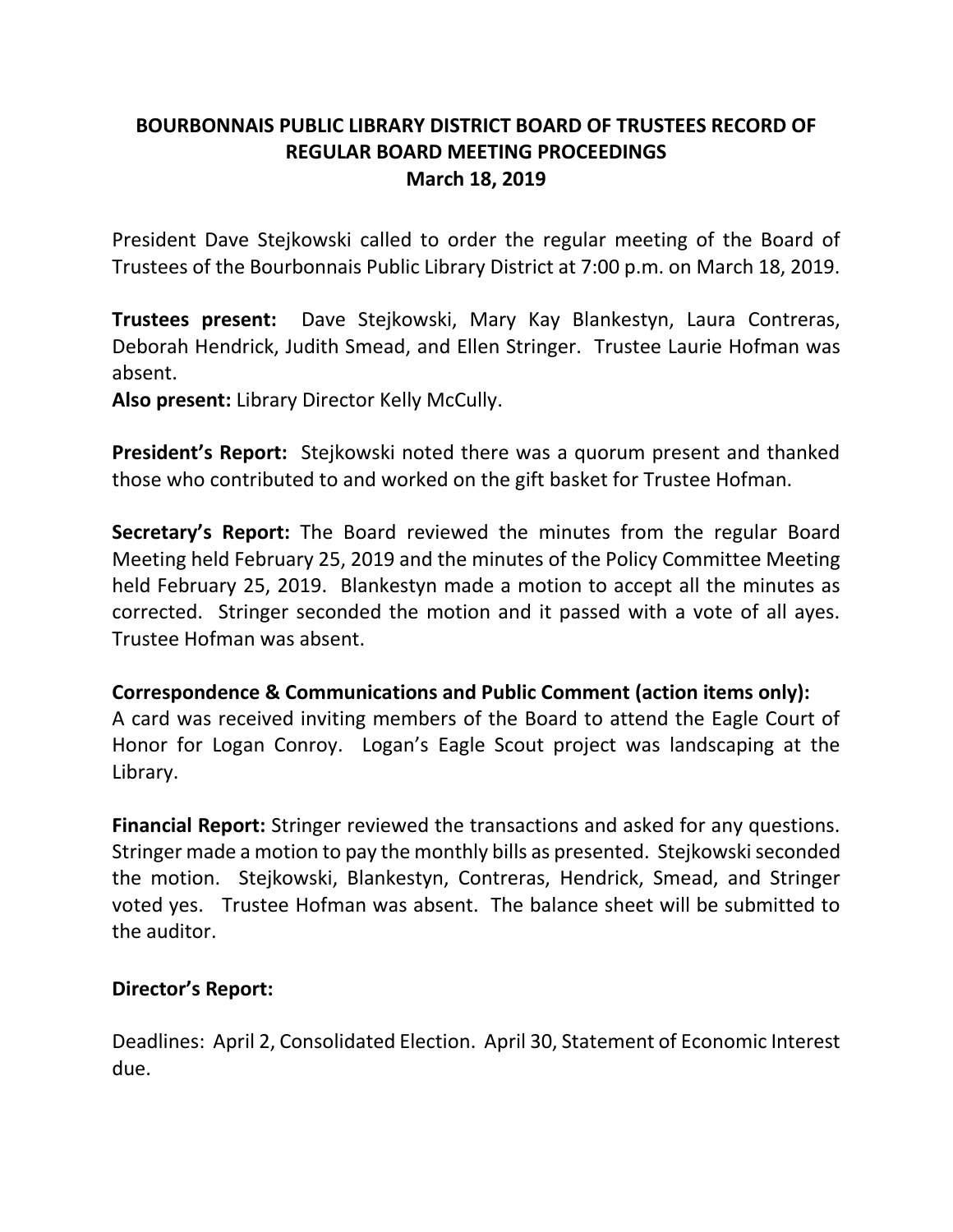# BOURBONNAIS PUBLIC LIBRARY DISTRICT BOARD OF TRUSTEES RECORD OF REGULAR BOARD MEETING PROCEEDINGS
## March 18, 2019

President Dave Stejkowski called to order the regular meeting of the Board of Trustees of the Bourbonnais Public Library District at 7:00 p.m. on March 18, 2019.

**Trustees present:** Dave Stejkowski, Mary Kay Blankestyn, Laura Contreras, Deborah Hendrick, Judith Smead, and Ellen Stringer. Trustee Laurie Hofman was absent.
**Also present:** Library Director Kelly McCully.

**President's Report:** Stejkowski noted there was a quorum present and thanked those who contributed to and worked on the gift basket for Trustee Hofman.

**Secretary's Report:** The Board reviewed the minutes from the regular Board Meeting held February 25, 2019 and the minutes of the Policy Committee Meeting held February 25, 2019. Blankestyn made a motion to accept all the minutes as corrected. Stringer seconded the motion and it passed with a vote of all ayes. Trustee Hofman was absent.

**Correspondence & Communications and Public Comment (action items only):**
A card was received inviting members of the Board to attend the Eagle Court of Honor for Logan Conroy. Logan's Eagle Scout project was landscaping at the Library.

**Financial Report:** Stringer reviewed the transactions and asked for any questions. Stringer made a motion to pay the monthly bills as presented. Stejkowski seconded the motion. Stejkowski, Blankestyn, Contreras, Hendrick, Smead, and Stringer voted yes. Trustee Hofman was absent. The balance sheet will be submitted to the auditor.

**Director's Report:**

Deadlines: April 2, Consolidated Election. April 30, Statement of Economic Interest due.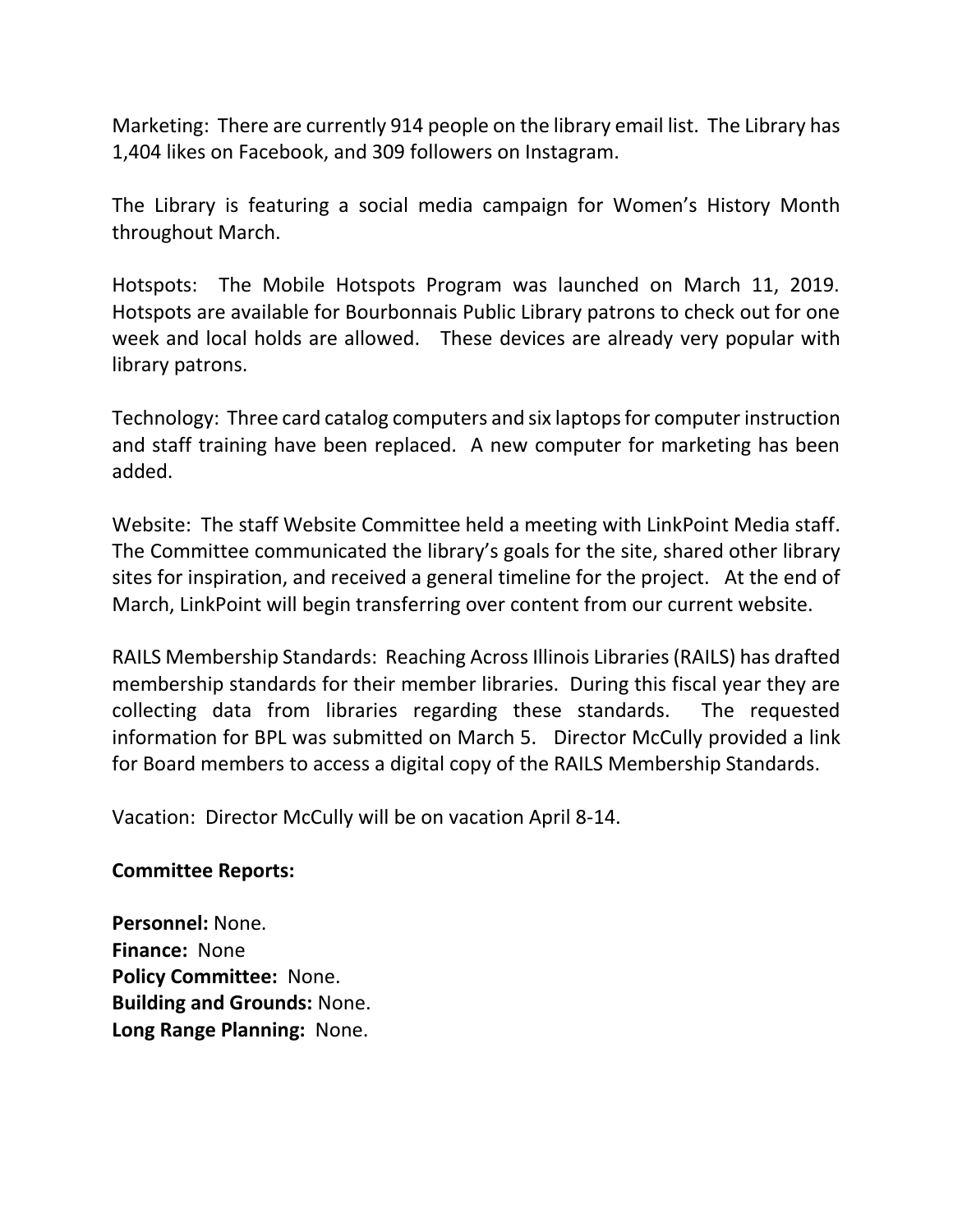Marketing: There are currently 914 people on the library email list. The Library has 1,404 likes on Facebook, and 309 followers on Instagram.

The Library is featuring a social media campaign for Women's History Month throughout March.

Hotspots: The Mobile Hotspots Program was launched on March 11, 2019. Hotspots are available for Bourbonnais Public Library patrons to check out for one week and local holds are allowed. These devices are already very popular with library patrons.

Technology: Three card catalog computers and six laptops for computer instruction and staff training have been replaced. A new computer for marketing has been added.

Website: The staff Website Committee held a meeting with LinkPoint Media staff. The Committee communicated the library's goals for the site, shared other library sites for inspiration, and received a general timeline for the project. At the end of March, LinkPoint will begin transferring over content from our current website.

RAILS Membership Standards: Reaching Across Illinois Libraries (RAILS) has drafted membership standards for their member libraries. During this fiscal year they are collecting data from libraries regarding these standards. The requested information for BPL was submitted on March 5. Director McCully provided a link for Board members to access a digital copy of the RAILS Membership Standards.

Vacation: Director McCully will be on vacation April 8-14.

**Committee Reports:**

**Personnel:** None.  
**Finance:** None  
**Policy Committee:** None.  
**Building and Grounds:** None.  
**Long Range Planning:** None.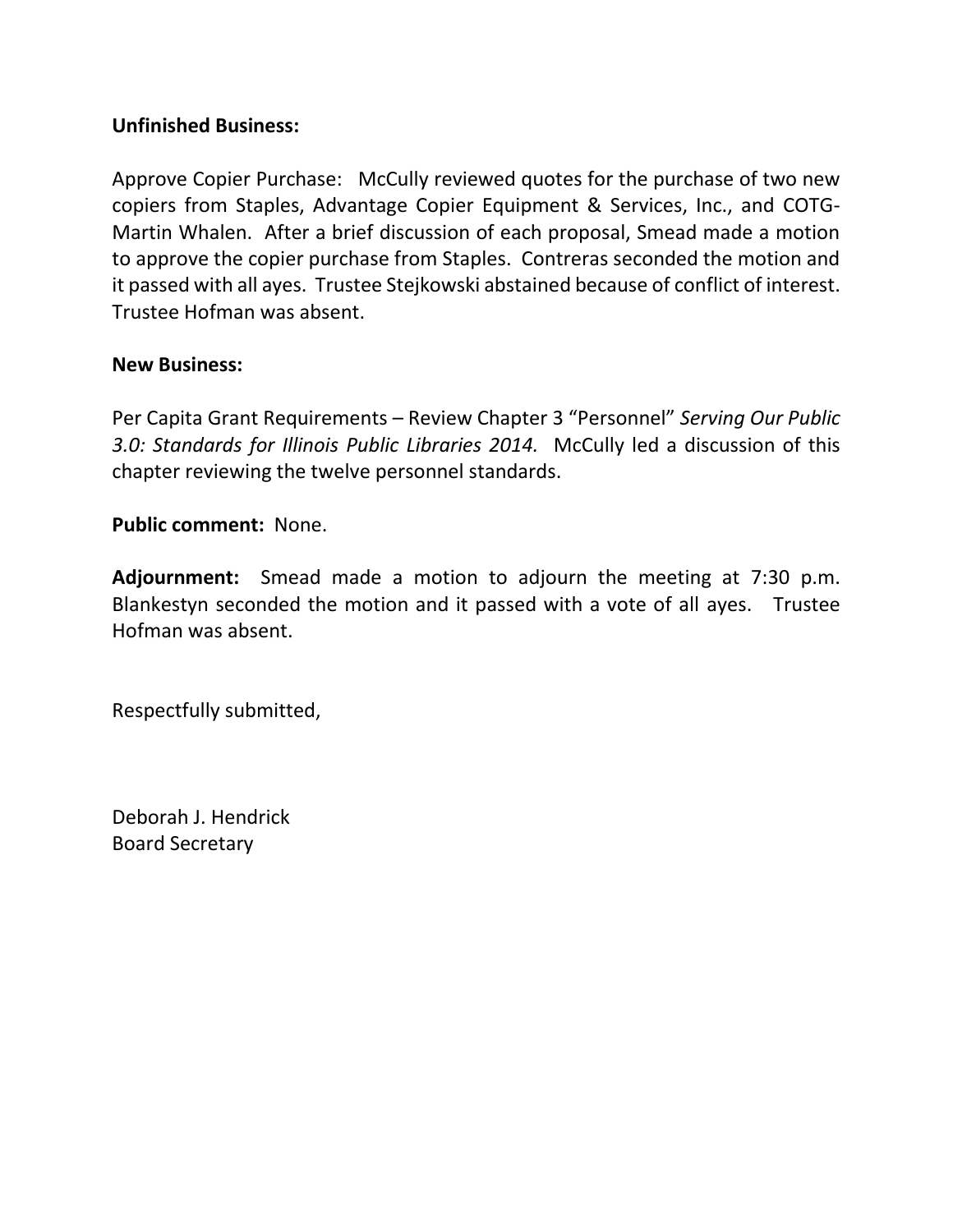**Unfinished Business:**

Approve Copier Purchase: McCully reviewed quotes for the purchase of two new copiers from Staples, Advantage Copier Equipment & Services, Inc., and COTG-Martin Whalen. After a brief discussion of each proposal, Smead made a motion to approve the copier purchase from Staples. Contreras seconded the motion and it passed with all ayes. Trustee Stejkowski abstained because of conflict of interest. Trustee Hofman was absent.

**New Business:**

Per Capita Grant Requirements – Review Chapter 3 "Personnel" *Serving Our Public 3.0: Standards for Illinois Public Libraries 2014.* McCully led a discussion of this chapter reviewing the twelve personnel standards.

**Public comment:** None.

**Adjournment:** Smead made a motion to adjourn the meeting at 7:30 p.m. Blankestyn seconded the motion and it passed with a vote of all ayes. Trustee Hofman was absent.

Respectfully submitted,

Deborah J. Hendrick
Board Secretary